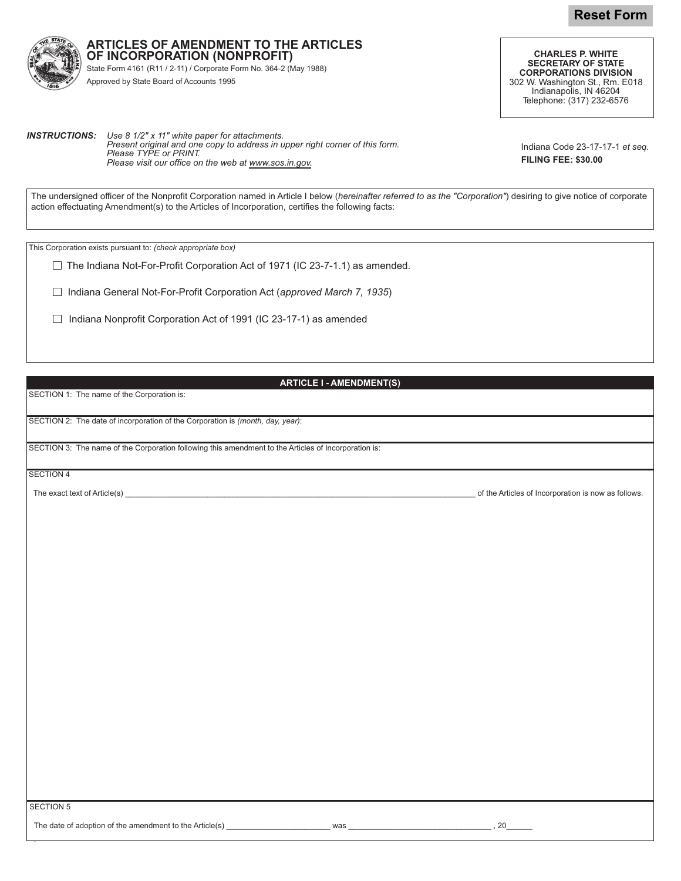Reset Form

# ARTICLES OF AMENDMENT TO THE ARTICLES OF INCORPORATION (NONPROFIT)

State Form 4161 (R11 / 2-11) / Corporate Form No. 364-2 (May 1988)

Approved by State Board of Accounts 1995

**CHARLES P. WHITE**
**SECRETARY OF STATE**
**CORPORATIONS DIVISION**
302 W. Washington St., Rm. E018
Indianapolis, IN 46204
Telephone: (317) 232-6576

***INSTRUCTIONS:*** *Use 8 1/2" x 11" white paper for attachments.*
*Present original and one copy to address in upper right corner of this form.*
*Please TYPE or PRINT.*
*Please visit our office on the web at www.sos.in.gov.*

Indiana Code 23-17-17-1 *et seq.*
**FILING FEE: $30.00**

The undersigned officer of the Nonprofit Corporation named in Article I below (*hereinafter referred to as the "Corporation"*) desiring to give notice of corporate action effectuating Amendment(s) to the Articles of Incorporation, certifies the following facts:

This Corporation exists pursuant to: *(check appropriate box)*

☐ The Indiana Not-For-Profit Corporation Act of 1971 (IC 23-7-1.1) as amended.

☐ Indiana General Not-For-Profit Corporation Act (*approved March 7, 1935*)

☐ Indiana Nonprofit Corporation Act of 1991 (IC 23-17-1) as amended

## ARTICLE I - AMENDMENT(S)

SECTION 1: The name of the Corporation is:

SECTION 2: The date of incorporation of the Corporation is *(month, day, year)*:

SECTION 3: The name of the Corporation following this amendment to the Articles of Incorporation is:

SECTION 4

The exact text of Article(s) ________________________________________ of the Articles of Incorporation is now as follows.

SECTION 5

The date of adoption of the amendment to the Article(s) ______________________ was ______________________________ , 20______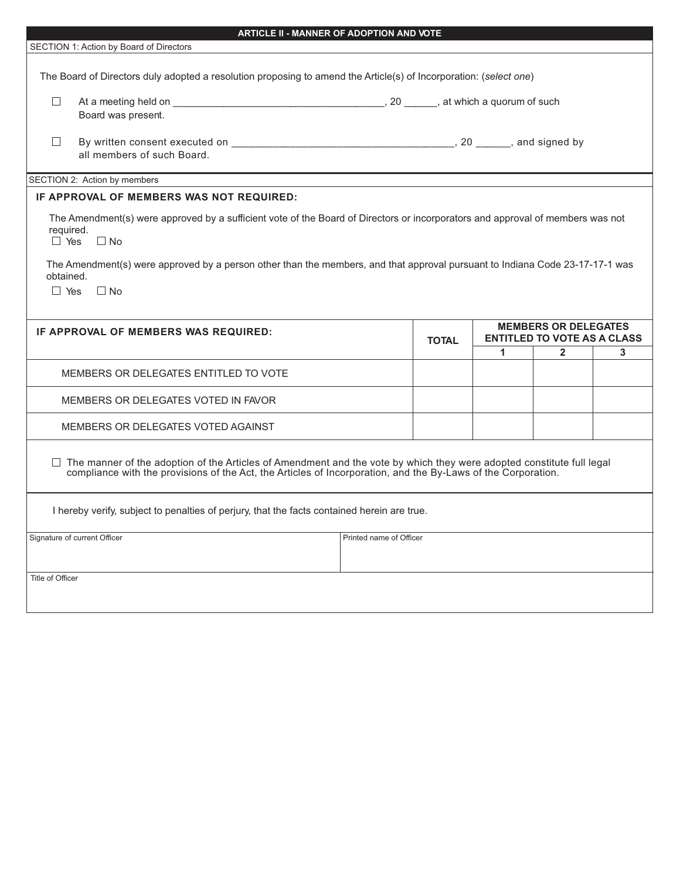## ARTICLE II - MANNER OF ADOPTION AND VOTE

SECTION 1: Action by Board of Directors

The Board of Directors duly adopted a resolution proposing to amend the Article(s) of Incorporation: (*select one*)

☐ At a meeting held on ____________________________________, 20 ______, at which a quorum of such Board was present.

☐ By written consent executed on ______________________________________, 20 ______, and signed by all members of such Board.

SECTION 2: Action by members

**IF APPROVAL OF MEMBERS WAS NOT REQUIRED:**

The Amendment(s) were approved by a sufficient vote of the Board of Directors or incorporators and approval of members was not required.
☐ Yes ☐ No

The Amendment(s) were approved by a person other than the members, and that approval pursuant to Indiana Code 23-17-17-1 was obtained.
☐ Yes ☐ No

| IF APPROVAL OF MEMBERS WAS REQUIRED: | TOTAL | MEMBERS OR DELEGATES ENTITLED TO VOTE AS A CLASS | | |
|---|---|---|---|---|
| | | 1 | 2 | 3 |
| MEMBERS OR DELEGATES ENTITLED TO VOTE | | | | |
| MEMBERS OR DELEGATES VOTED IN FAVOR | | | | |
| MEMBERS OR DELEGATES VOTED AGAINST | | | | |

☐ The manner of the adoption of the Articles of Amendment and the vote by which they were adopted constitute full legal compliance with the provisions of the Act, the Articles of Incorporation, and the By-Laws of the Corporation.

I hereby verify, subject to penalties of perjury, that the facts contained herein are true.

| Signature of current Officer | Printed name of Officer |
|---|---|
| | |

Title of Officer